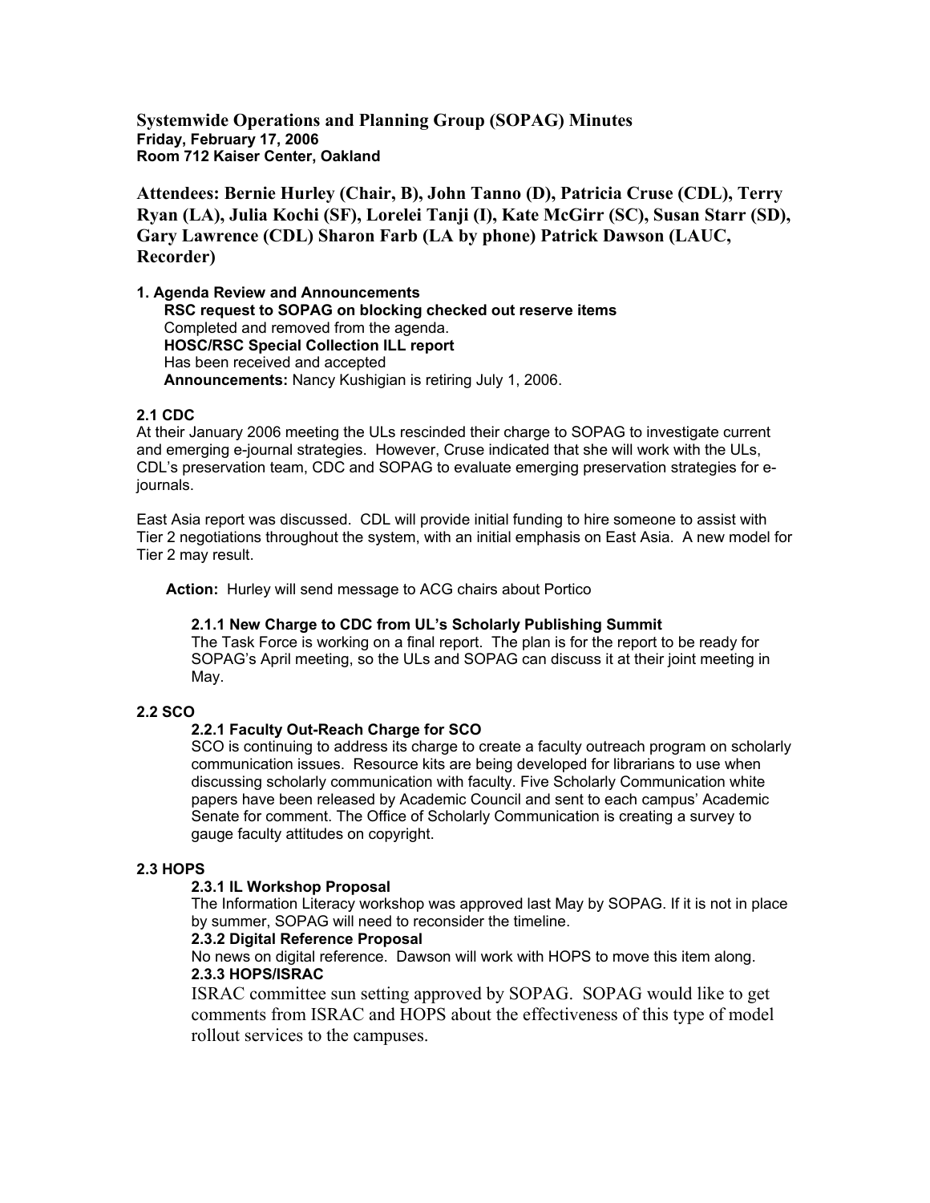# Systemwide Operations and Planning Group (SOPAG) Minutes

**Friday, February 17, 2006**
**Room 712 Kaiser Center, Oakland**

**Attendees: Bernie Hurley (Chair, B), John Tanno (D), Patricia Cruse (CDL), Terry Ryan (LA), Julia Kochi (SF), Lorelei Tanji (I), Kate McGirr (SC), Susan Starr (SD), Gary Lawrence (CDL) Sharon Farb (LA by phone) Patrick Dawson (LAUC, Recorder)**

## 1. Agenda Review and Announcements

**RSC request to SOPAG on blocking checked out reserve items**
Completed and removed from the agenda.

**HOSC/RSC Special Collection ILL report**
Has been received and accepted

**Announcements:** Nancy Kushigian is retiring July 1, 2006.

## 2.1 CDC

At their January 2006 meeting the ULs rescinded their charge to SOPAG to investigate current and emerging e-journal strategies. However, Cruse indicated that she will work with the ULs, CDL's preservation team, CDC and SOPAG to evaluate emerging preservation strategies for e-journals.

East Asia report was discussed. CDL will provide initial funding to hire someone to assist with Tier 2 negotiations throughout the system, with an initial emphasis on East Asia. A new model for Tier 2 may result.

**Action:** Hurley will send message to ACG chairs about Portico

### 2.1.1 New Charge to CDC from UL's Scholarly Publishing Summit

The Task Force is working on a final report. The plan is for the report to be ready for SOPAG's April meeting, so the ULs and SOPAG can discuss it at their joint meeting in May.

## 2.2 SCO

### 2.2.1 Faculty Out-Reach Charge for SCO

SCO is continuing to address its charge to create a faculty outreach program on scholarly communication issues. Resource kits are being developed for librarians to use when discussing scholarly communication with faculty. Five Scholarly Communication white papers have been released by Academic Council and sent to each campus' Academic Senate for comment. The Office of Scholarly Communication is creating a survey to gauge faculty attitudes on copyright.

## 2.3 HOPS

### 2.3.1 IL Workshop Proposal

The Information Literacy workshop was approved last May by SOPAG. If it is not in place by summer, SOPAG will need to reconsider the timeline.

### 2.3.2 Digital Reference Proposal

No news on digital reference. Dawson will work with HOPS to move this item along.

### 2.3.3 HOPS/ISRAC

ISRAC committee sun setting approved by SOPAG. SOPAG would like to get comments from ISRAC and HOPS about the effectiveness of this type of model rollout services to the campuses.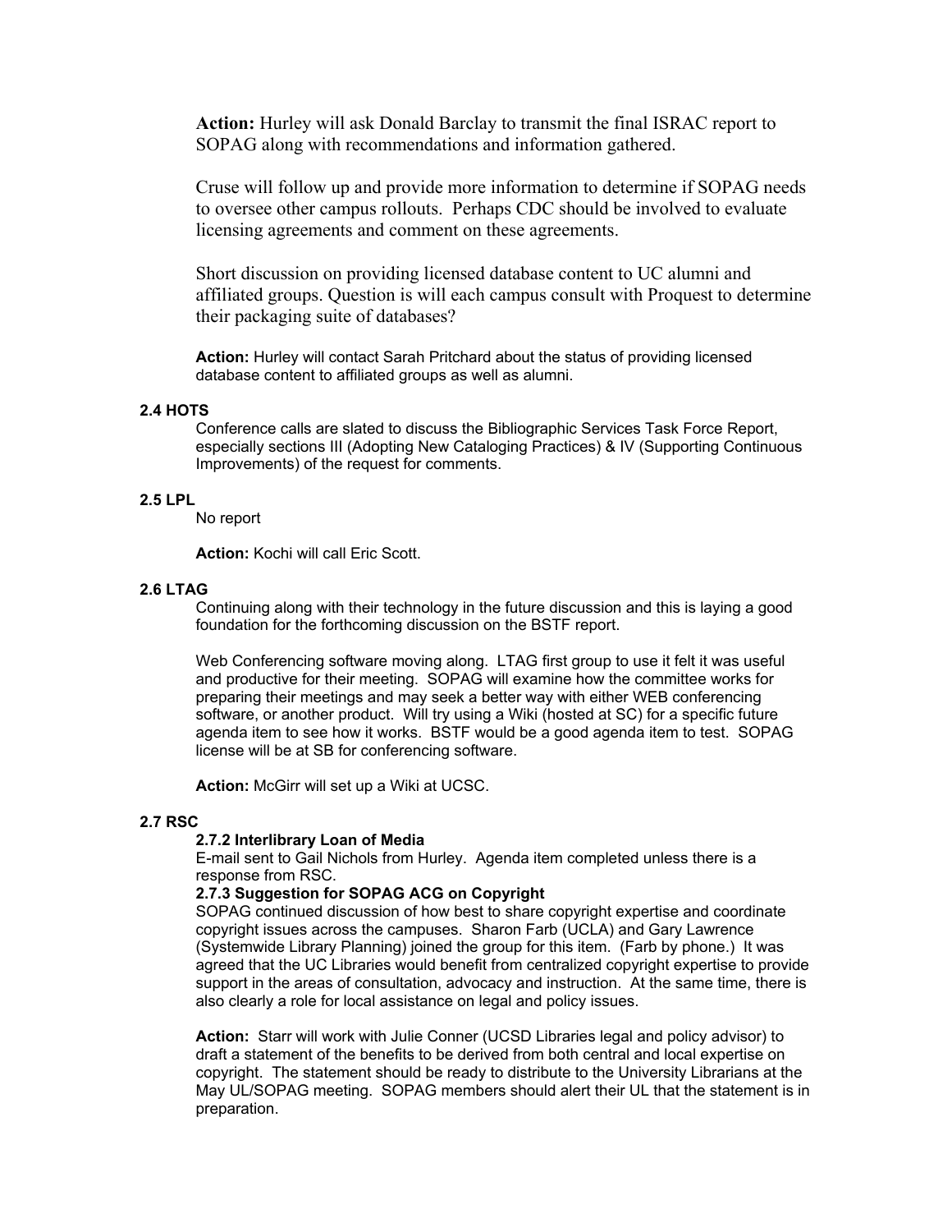**Action:** Hurley will ask Donald Barclay to transmit the final ISRAC report to SOPAG along with recommendations and information gathered.

Cruse will follow up and provide more information to determine if SOPAG needs to oversee other campus rollouts. Perhaps CDC should be involved to evaluate licensing agreements and comment on these agreements.

Short discussion on providing licensed database content to UC alumni and affiliated groups. Question is will each campus consult with Proquest to determine their packaging suite of databases?

**Action:** Hurley will contact Sarah Pritchard about the status of providing licensed database content to affiliated groups as well as alumni.

### 2.4 HOTS

Conference calls are slated to discuss the Bibliographic Services Task Force Report, especially sections III (Adopting New Cataloging Practices) & IV (Supporting Continuous Improvements) of the request for comments.

### 2.5 LPL

No report

**Action:** Kochi will call Eric Scott.

### 2.6 LTAG

Continuing along with their technology in the future discussion and this is laying a good foundation for the forthcoming discussion on the BSTF report.

Web Conferencing software moving along. LTAG first group to use it felt it was useful and productive for their meeting. SOPAG will examine how the committee works for preparing their meetings and may seek a better way with either WEB conferencing software, or another product. Will try using a Wiki (hosted at SC) for a specific future agenda item to see how it works. BSTF would be a good agenda item to test. SOPAG license will be at SB for conferencing software.

**Action:** McGirr will set up a Wiki at UCSC.

### 2.7 RSC

#### 2.7.2 Interlibrary Loan of Media

E-mail sent to Gail Nichols from Hurley. Agenda item completed unless there is a response from RSC.

#### 2.7.3 Suggestion for SOPAG ACG on Copyright

SOPAG continued discussion of how best to share copyright expertise and coordinate copyright issues across the campuses. Sharon Farb (UCLA) and Gary Lawrence (Systemwide Library Planning) joined the group for this item. (Farb by phone.) It was agreed that the UC Libraries would benefit from centralized copyright expertise to provide support in the areas of consultation, advocacy and instruction. At the same time, there is also clearly a role for local assistance on legal and policy issues.

**Action:** Starr will work with Julie Conner (UCSD Libraries legal and policy advisor) to draft a statement of the benefits to be derived from both central and local expertise on copyright. The statement should be ready to distribute to the University Librarians at the May UL/SOPAG meeting. SOPAG members should alert their UL that the statement is in preparation.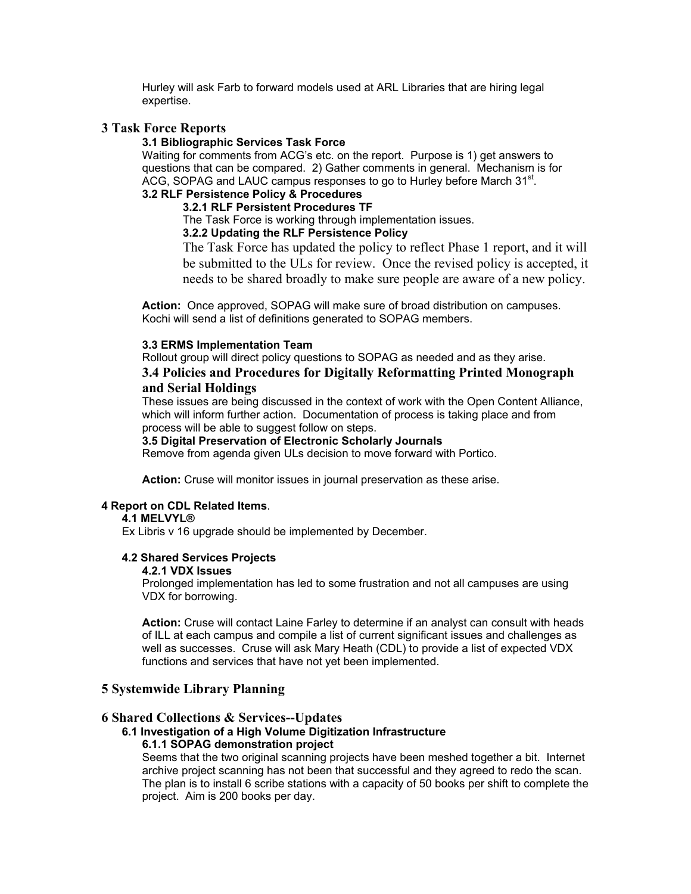Hurley will ask Farb to forward models used at ARL Libraries that are hiring legal expertise.

## 3 Task Force Reports

### 3.1 Bibliographic Services Task Force

Waiting for comments from ACG's etc. on the report. Purpose is 1) get answers to questions that can be compared. 2) Gather comments in general. Mechanism is for ACG, SOPAG and LAUC campus responses to go to Hurley before March 31st.

### 3.2 RLF Persistence Policy & Procedures

#### 3.2.1 RLF Persistent Procedures TF

The Task Force is working through implementation issues.

#### 3.2.2 Updating the RLF Persistence Policy

The Task Force has updated the policy to reflect Phase 1 report, and it will be submitted to the ULs for review. Once the revised policy is accepted, it needs to be shared broadly to make sure people are aware of a new policy.

**Action:** Once approved, SOPAG will make sure of broad distribution on campuses. Kochi will send a list of definitions generated to SOPAG members.

### 3.3 ERMS Implementation Team

Rollout group will direct policy questions to SOPAG as needed and as they arise.

### 3.4 Policies and Procedures for Digitally Reformatting Printed Monograph and Serial Holdings

These issues are being discussed in the context of work with the Open Content Alliance, which will inform further action. Documentation of process is taking place and from process will be able to suggest follow on steps.

### 3.5 Digital Preservation of Electronic Scholarly Journals

Remove from agenda given ULs decision to move forward with Portico.

**Action:** Cruse will monitor issues in journal preservation as these arise.

## 4 Report on CDL Related Items.

### 4.1 MELVYL®

Ex Libris v 16 upgrade should be implemented by December.

### 4.2 Shared Services Projects

#### 4.2.1 VDX Issues

Prolonged implementation has led to some frustration and not all campuses are using VDX for borrowing.

**Action:** Cruse will contact Laine Farley to determine if an analyst can consult with heads of ILL at each campus and compile a list of current significant issues and challenges as well as successes. Cruse will ask Mary Heath (CDL) to provide a list of expected VDX functions and services that have not yet been implemented.

## 5 Systemwide Library Planning

## 6 Shared Collections & Services--Updates

### 6.1 Investigation of a High Volume Digitization Infrastructure

#### 6.1.1 SOPAG demonstration project

Seems that the two original scanning projects have been meshed together a bit. Internet archive project scanning has not been that successful and they agreed to redo the scan. The plan is to install 6 scribe stations with a capacity of 50 books per shift to complete the project. Aim is 200 books per day.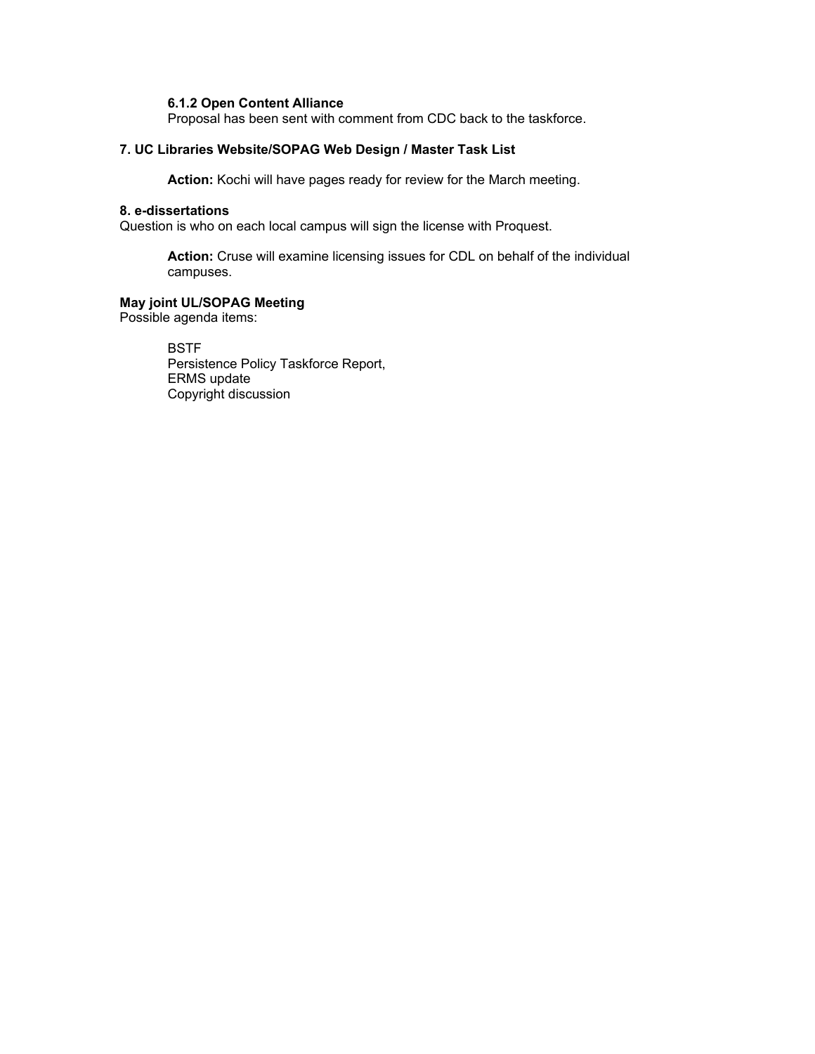**6.1.2 Open Content Alliance**

Proposal has been sent with comment from CDC back to the taskforce.

**7. UC Libraries Website/SOPAG Web Design / Master Task List**

**Action:** Kochi will have pages ready for review for the March meeting.

**8. e-dissertations**

Question is who on each local campus will sign the license with Proquest.

**Action:** Cruse will examine licensing issues for CDL on behalf of the individual campuses.

**May joint UL/SOPAG Meeting**

Possible agenda items:

BSTF
Persistence Policy Taskforce Report,
ERMS update
Copyright discussion